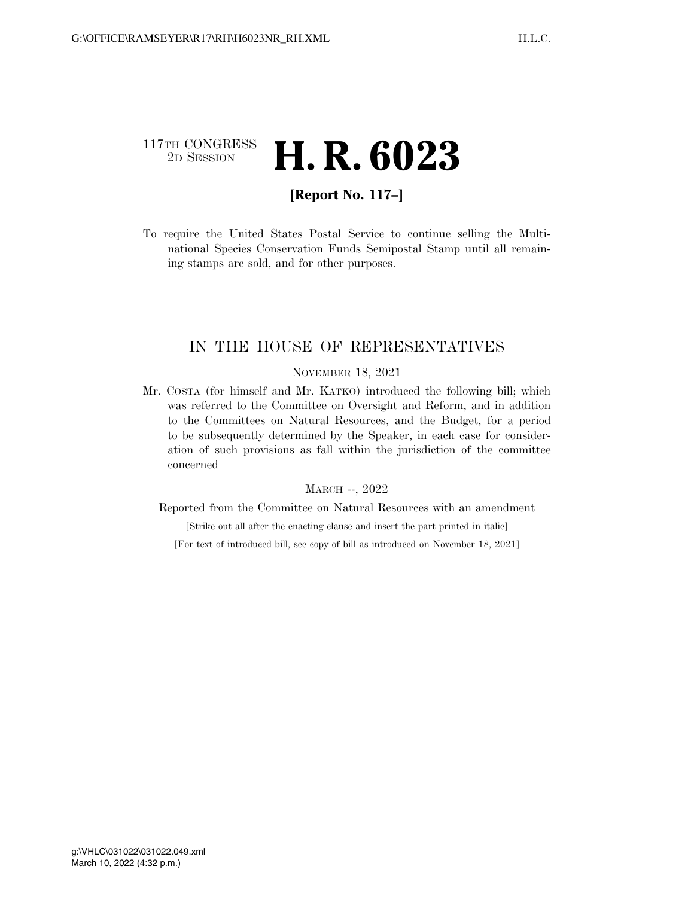117TH CONGRESS
2D SESSION

# H. R. 6023

**[Report No. 117–]**

To require the United States Postal Service to continue selling the Multinational Species Conservation Funds Semipostal Stamp until all remaining stamps are sold, and for other purposes.

---

## IN THE HOUSE OF REPRESENTATIVES

NOVEMBER 18, 2021

Mr. COSTA (for himself and Mr. KATKO) introduced the following bill; which was referred to the Committee on Oversight and Reform, and in addition to the Committees on Natural Resources, and the Budget, for a period to be subsequently determined by the Speaker, in each case for consideration of such provisions as fall within the jurisdiction of the committee concerned

MARCH --, 2022

Reported from the Committee on Natural Resources with an amendment

[Strike out all after the enacting clause and insert the part printed in italic]

[For text of introduced bill, see copy of bill as introduced on November 18, 2021]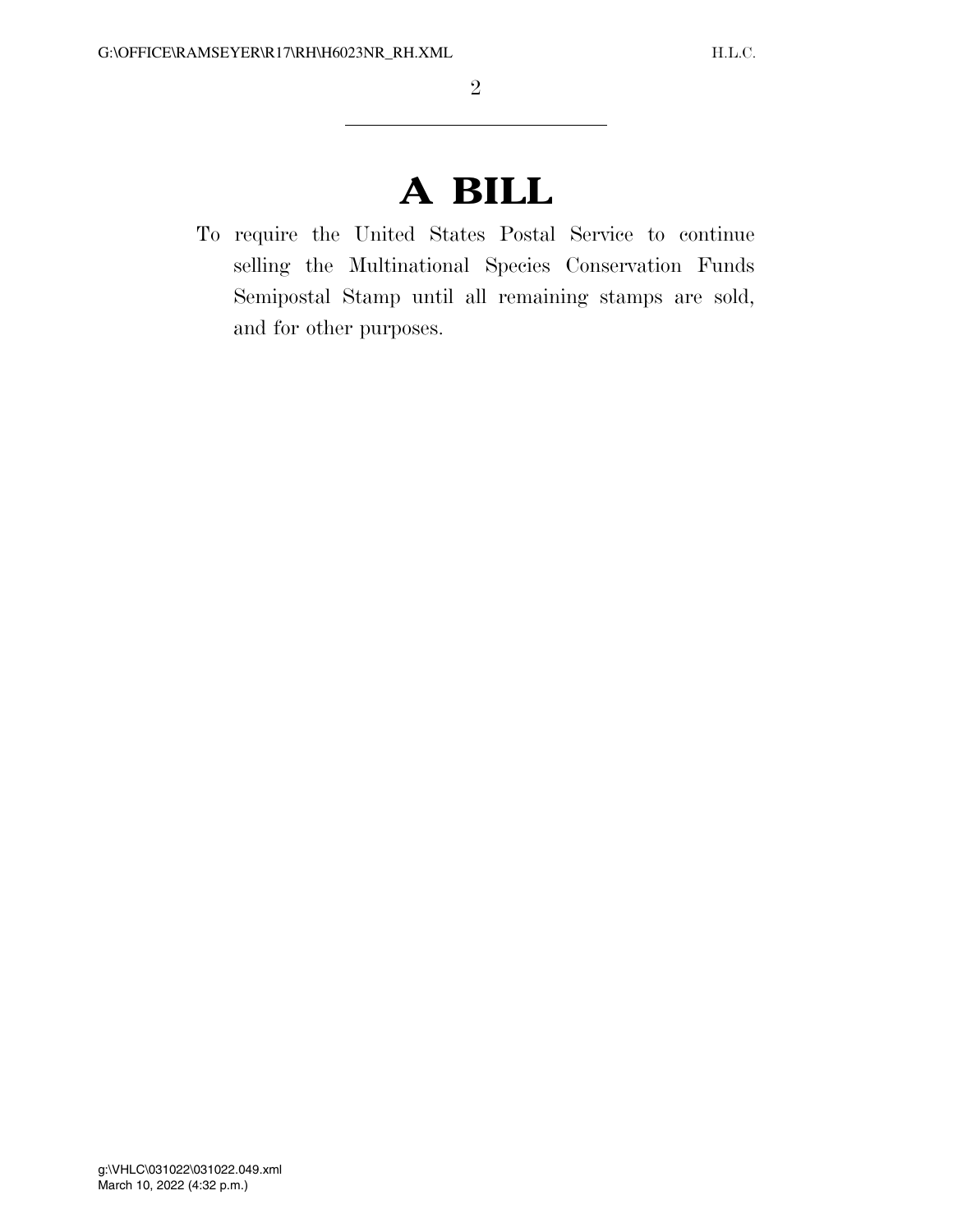# A BILL

To require the United States Postal Service to continue selling the Multinational Species Conservation Funds Semipostal Stamp until all remaining stamps are sold, and for other purposes.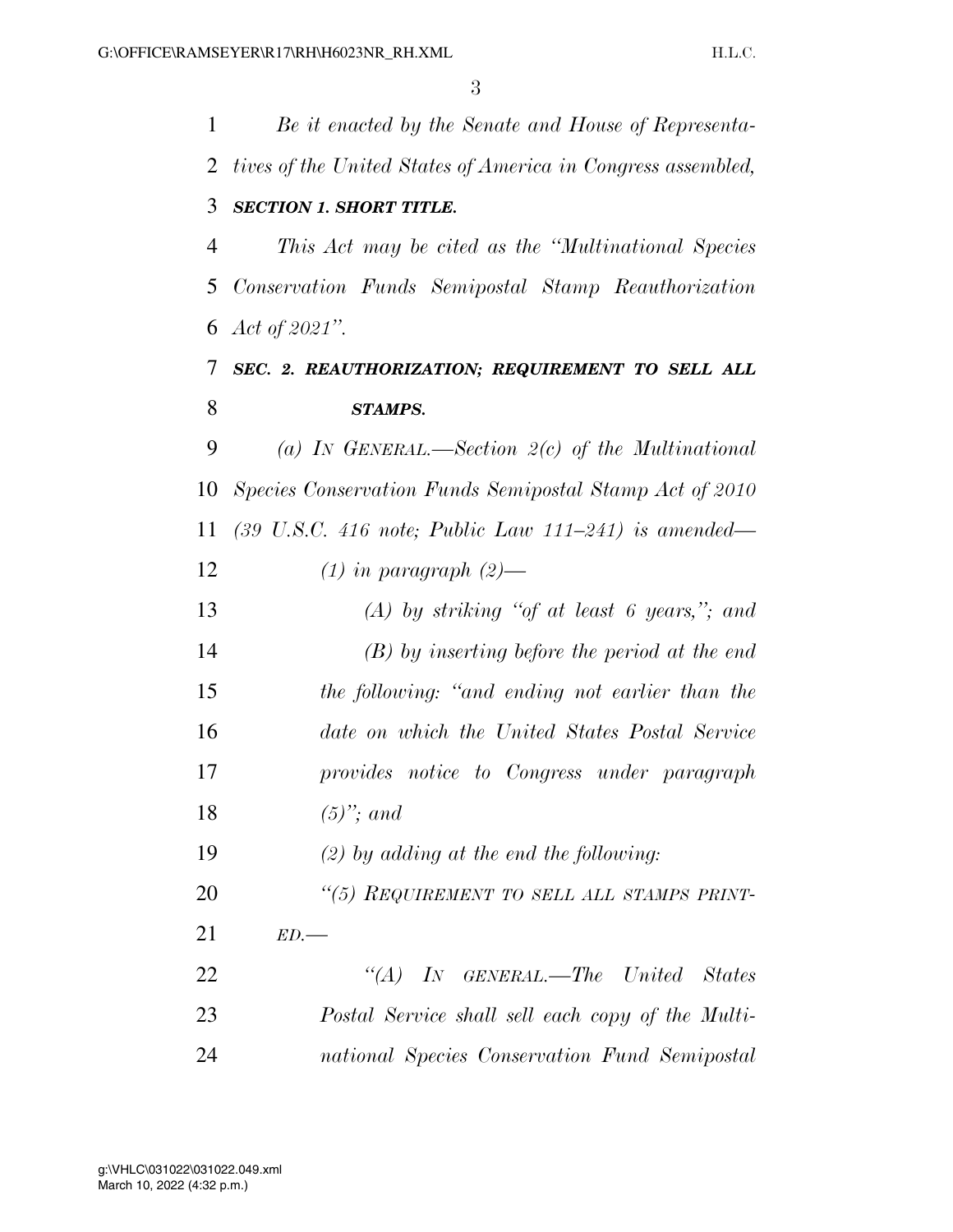*Be it enacted by the Senate and House of Representatives of the United States of America in Congress assembled,*

***SECTION 1. SHORT TITLE.***

*This Act may be cited as the "Multinational Species Conservation Funds Semipostal Stamp Reauthorization Act of 2021".*

***SEC. 2. REAUTHORIZATION; REQUIREMENT TO SELL ALL STAMPS.***

*(a) IN GENERAL.—Section 2(c) of the Multinational Species Conservation Funds Semipostal Stamp Act of 2010 (39 U.S.C. 416 note; Public Law 111–241) is amended—*

*(1) in paragraph (2)—*

*(A) by striking "of at least 6 years,"; and*

*(B) by inserting before the period at the end the following: "and ending not earlier than the date on which the United States Postal Service provides notice to Congress under paragraph (5)"; and*

*(2) by adding at the end the following:*

*"(5) REQUIREMENT TO SELL ALL STAMPS PRINTED.—*

*"(A) IN GENERAL.—The United States Postal Service shall sell each copy of the Multinational Species Conservation Fund Semipostal*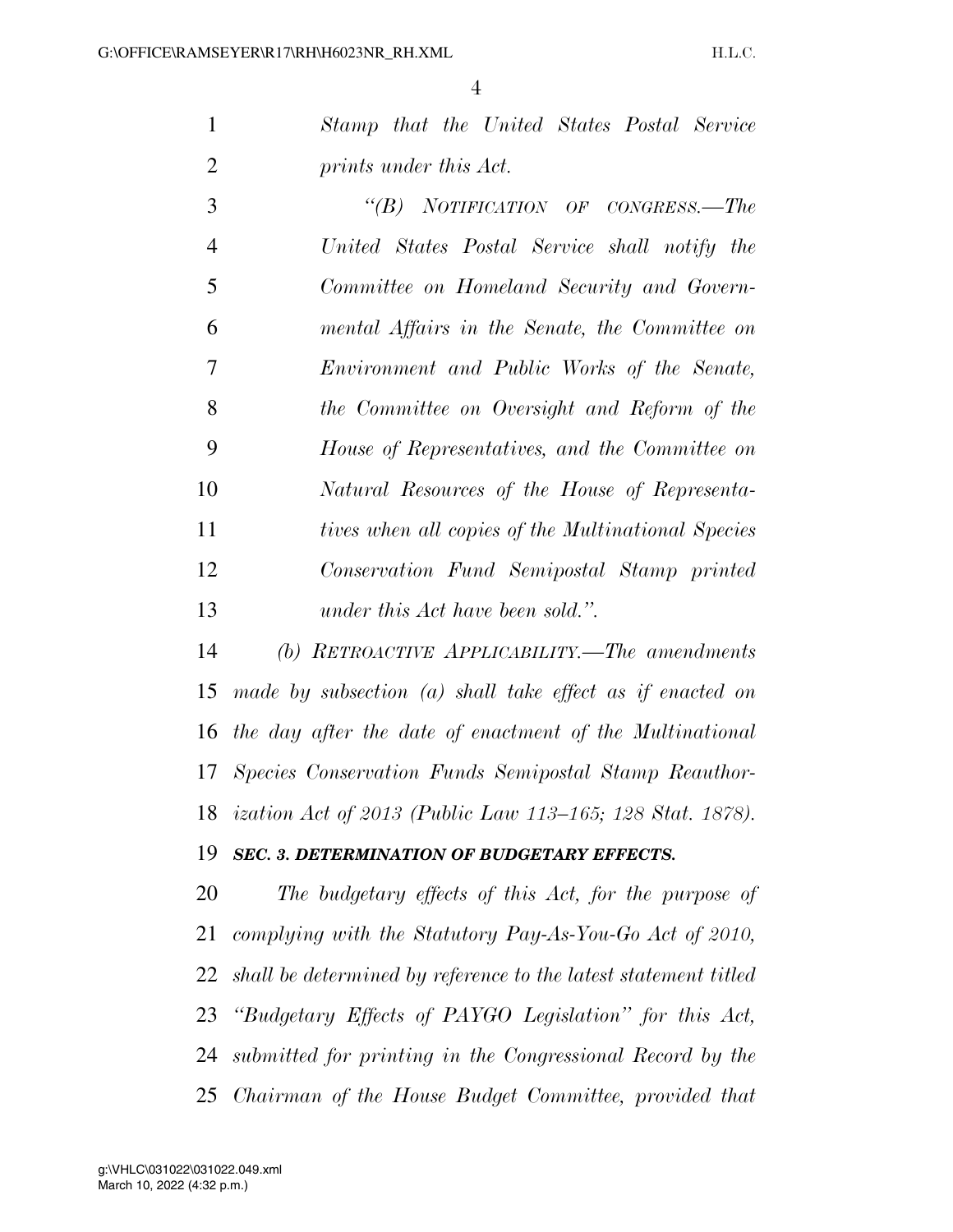*Stamp that the United States Postal Service prints under this Act.*

*"(B) NOTIFICATION OF CONGRESS.—The United States Postal Service shall notify the Committee on Homeland Security and Governmental Affairs in the Senate, the Committee on Environment and Public Works of the Senate, the Committee on Oversight and Reform of the House of Representatives, and the Committee on Natural Resources of the House of Representatives when all copies of the Multinational Species Conservation Fund Semipostal Stamp printed under this Act have been sold.".*

*(b) RETROACTIVE APPLICABILITY.—The amendments made by subsection (a) shall take effect as if enacted on the day after the date of enactment of the Multinational Species Conservation Funds Semipostal Stamp Reauthorization Act of 2013 (Public Law 113–165; 128 Stat. 1878).*

***SEC. 3. DETERMINATION OF BUDGETARY EFFECTS.***

*The budgetary effects of this Act, for the purpose of complying with the Statutory Pay-As-You-Go Act of 2010, shall be determined by reference to the latest statement titled "Budgetary Effects of PAYGO Legislation" for this Act, submitted for printing in the Congressional Record by the Chairman of the House Budget Committee, provided that*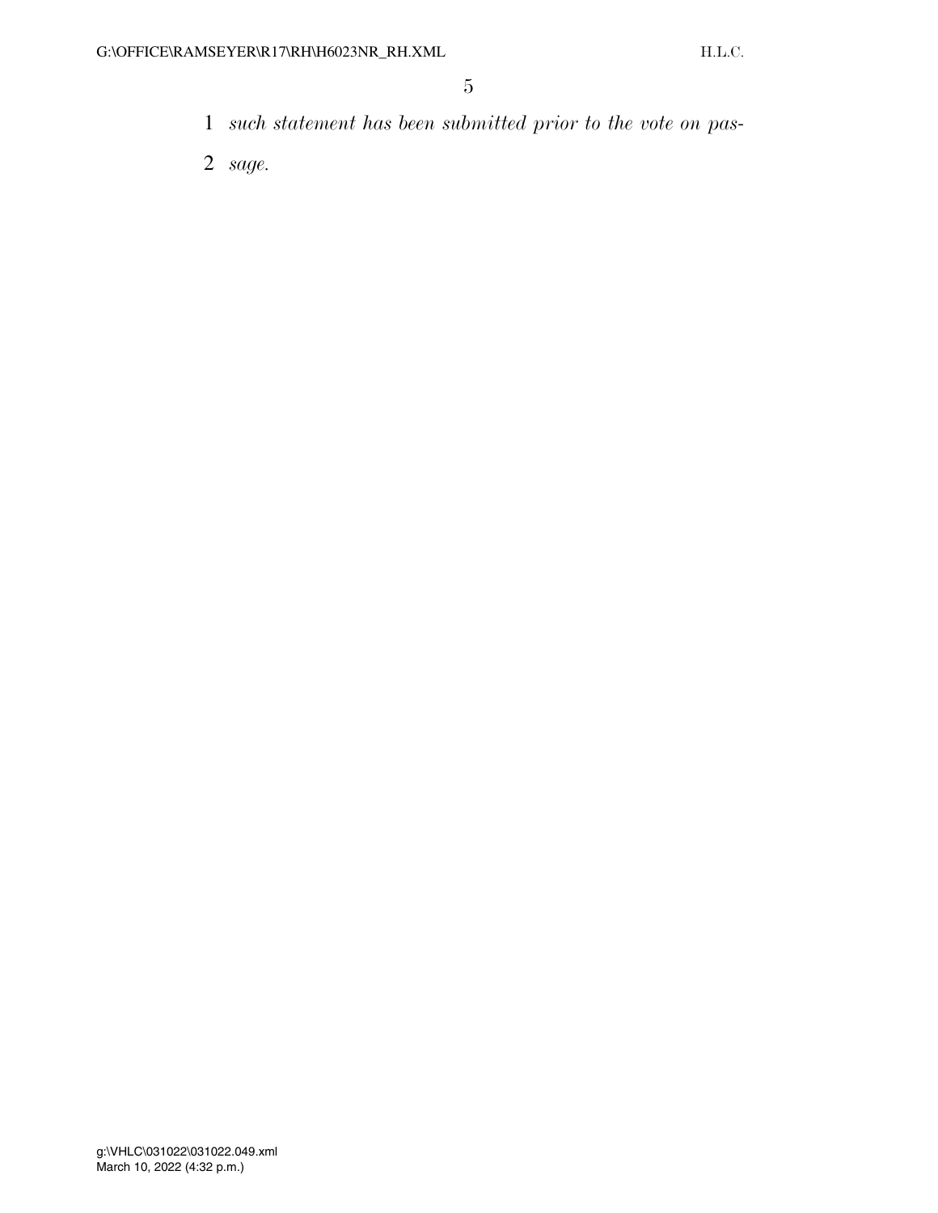*such statement has been submitted prior to the vote on passage.*